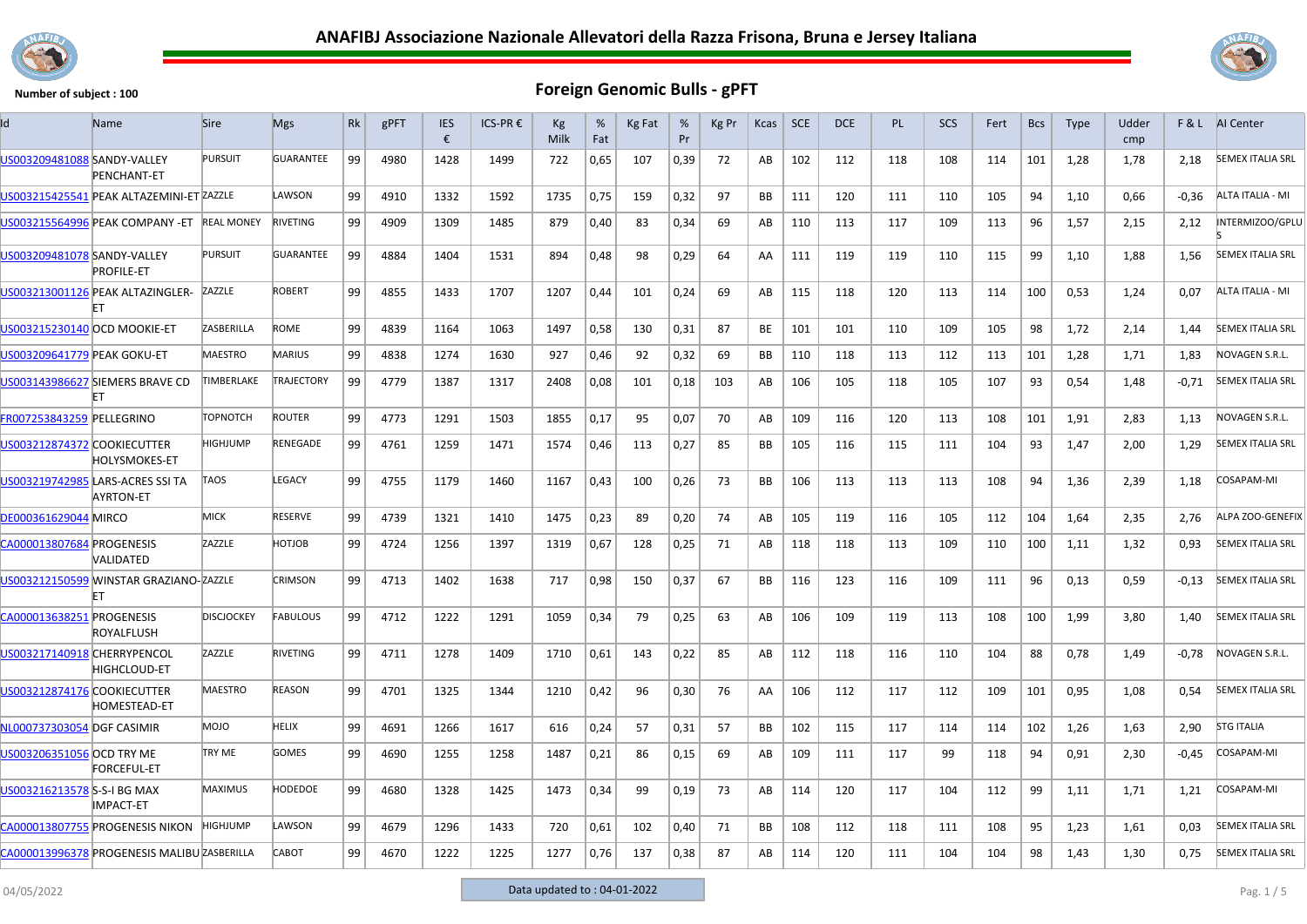# ANAFIBJ Associazione Nazionale Allevatori della Razza Frisona, Bruna e Jersey Italiana

**Number of subject : 100**

## Foreign Genomic Bulls - gPFT

| Id | Name | Sire | Mgs | Rk | gPFT | IES € | ICS-PR € | Kg Milk | % Fat | Kg Fat | % Pr | Kg Pr | Kcas | SCE | DCE | PL | SCS | Fert | Bcs | Type | Udder cmp | F & L | AI Center |
|---|---|---|---|---|---|---|---|---|---|---|---|---|---|---|---|---|---|---|---|---|---|---|---|
| US003209481088 | SANDY-VALLEY PENCHANT-ET | PURSUIT | GUARANTEE | 99 | 4980 | 1428 | 1499 | 722 | 0,65 | 107 | 0,39 | 72 | AB | 102 | 112 | 118 | 108 | 114 | 101 | 1,28 | 1,78 | 2,18 | SEMEX ITALIA SRL |
| US003215425541 | PEAK ALTAZEMINI-ET | ZAZZLE | LAWSON | 99 | 4910 | 1332 | 1592 | 1735 | 0,75 | 159 | 0,32 | 97 | BB | 111 | 120 | 111 | 110 | 105 | 94 | 1,10 | 0,66 | -0,36 | ALTA ITALIA - MI |
| US003215564996 | PEAK COMPANY -ET | REAL MONEY | RIVETING | 99 | 4909 | 1309 | 1485 | 879 | 0,40 | 83 | 0,34 | 69 | AB | 110 | 113 | 117 | 109 | 113 | 96 | 1,57 | 2,15 | 2,12 | INTERMIZOO/GPLUS |
| US003209481078 | SANDY-VALLEY PROFILE-ET | PURSUIT | GUARANTEE | 99 | 4884 | 1404 | 1531 | 894 | 0,48 | 98 | 0,29 | 64 | AA | 111 | 119 | 119 | 110 | 115 | 99 | 1,10 | 1,88 | 1,56 | SEMEX ITALIA SRL |
| US003213001126 | PEAK ALTAZINGLER-ET | ZAZZLE | ROBERT | 99 | 4855 | 1433 | 1707 | 1207 | 0,44 | 101 | 0,24 | 69 | AB | 115 | 118 | 120 | 113 | 114 | 100 | 0,53 | 1,24 | 0,07 | ALTA ITALIA - MI |
| US003215230140 | OCD MOOKIE-ET | ZASBERILLA | ROME | 99 | 4839 | 1164 | 1063 | 1497 | 0,58 | 130 | 0,31 | 87 | BE | 101 | 101 | 110 | 109 | 105 | 98 | 1,72 | 2,14 | 1,44 | SEMEX ITALIA SRL |
| US003209641779 | PEAK GOKU-ET | MAESTRO | MARIUS | 99 | 4838 | 1274 | 1630 | 927 | 0,46 | 92 | 0,32 | 69 | BB | 110 | 118 | 113 | 112 | 113 | 101 | 1,28 | 1,71 | 1,83 | NOVAGEN S.R.L. |
| US003143986627 | SIEMERS BRAVE CD ET | TIMBERLAKE | TRAJECTORY | 99 | 4779 | 1387 | 1317 | 2408 | 0,08 | 101 | 0,18 | 103 | AB | 106 | 105 | 118 | 105 | 107 | 93 | 0,54 | 1,48 | -0,71 | SEMEX ITALIA SRL |
| FR007253843259 | PELLEGRINO | TOPNOTCH | ROUTER | 99 | 4773 | 1291 | 1503 | 1855 | 0,17 | 95 | 0,07 | 70 | AB | 109 | 116 | 120 | 113 | 108 | 101 | 1,91 | 2,83 | 1,13 | NOVAGEN S.R.L. |
| US003212874372 | COOKIECUTTER HOLYSMOKES-ET | HIGHJUMP | RENEGADE | 99 | 4761 | 1259 | 1471 | 1574 | 0,46 | 113 | 0,27 | 85 | BB | 105 | 116 | 115 | 111 | 104 | 93 | 1,47 | 2,00 | 1,29 | SEMEX ITALIA SRL |
| US003219742985 | LARS-ACRES SSI TA AYRTON-ET | TAOS | LEGACY | 99 | 4755 | 1179 | 1460 | 1167 | 0,43 | 100 | 0,26 | 73 | BB | 106 | 113 | 113 | 113 | 108 | 94 | 1,36 | 2,39 | 1,18 | COSAPAM-MI |
| DE000361629044 | MIRCO | MICK | RESERVE | 99 | 4739 | 1321 | 1410 | 1475 | 0,23 | 89 | 0,20 | 74 | AB | 105 | 119 | 116 | 105 | 112 | 104 | 1,64 | 2,35 | 2,76 | ALPA ZOO-GENEFIX |
| CA000013807684 | PROGENESIS VALIDATED | ZAZZLE | HOTJOB | 99 | 4724 | 1256 | 1397 | 1319 | 0,67 | 128 | 0,25 | 71 | AB | 118 | 118 | 113 | 109 | 110 | 100 | 1,11 | 1,32 | 0,93 | SEMEX ITALIA SRL |
| US003212150599 | WINSTAR GRAZIANO-ET | ZAZZLE | CRIMSON | 99 | 4713 | 1402 | 1638 | 717 | 0,98 | 150 | 0,37 | 67 | BB | 116 | 123 | 116 | 109 | 111 | 96 | 0,13 | 0,59 | -0,13 | SEMEX ITALIA SRL |
| CA000013638251 | PROGENESIS ROYALFLUSH | DISCJOCKEY | FABULOUS | 99 | 4712 | 1222 | 1291 | 1059 | 0,34 | 79 | 0,25 | 63 | AB | 106 | 109 | 119 | 113 | 108 | 100 | 1,99 | 3,80 | 1,40 | SEMEX ITALIA SRL |
| US003217140918 | CHERRYPENCOL HIGHCLOUD-ET | ZAZZLE | RIVETING | 99 | 4711 | 1278 | 1409 | 1710 | 0,61 | 143 | 0,22 | 85 | AB | 112 | 118 | 116 | 110 | 104 | 88 | 0,78 | 1,49 | -0,78 | NOVAGEN S.R.L. |
| US003212874176 | COOKIECUTTER HOMESTEAD-ET | MAESTRO | REASON | 99 | 4701 | 1325 | 1344 | 1210 | 0,42 | 96 | 0,30 | 76 | AA | 106 | 112 | 117 | 112 | 109 | 101 | 0,95 | 1,08 | 0,54 | SEMEX ITALIA SRL |
| NL000737303054 | DGF CASIMIR | MOJO | HELIX | 99 | 4691 | 1266 | 1617 | 616 | 0,24 | 57 | 0,31 | 57 | BB | 102 | 115 | 117 | 114 | 114 | 102 | 1,26 | 1,63 | 2,90 | STG ITALIA |
| US003206351056 | OCD TRY ME FORCEFUL-ET | TRY ME | GOMES | 99 | 4690 | 1255 | 1258 | 1487 | 0,21 | 86 | 0,15 | 69 | AB | 109 | 111 | 117 | 99 | 118 | 94 | 0,91 | 2,30 | -0,45 | COSAPAM-MI |
| US003216213578 | S-S-I BG MAX IMPACT-ET | MAXIMUS | HODEDOE | 99 | 4680 | 1328 | 1425 | 1473 | 0,34 | 99 | 0,19 | 73 | AB | 114 | 120 | 117 | 104 | 112 | 99 | 1,11 | 1,71 | 1,21 | COSAPAM-MI |
| CA000013807755 | PROGENESIS NIKON | HIGHJUMP | LAWSON | 99 | 4679 | 1296 | 1433 | 720 | 0,61 | 102 | 0,40 | 71 | BB | 108 | 112 | 118 | 111 | 108 | 95 | 1,23 | 1,61 | 0,03 | SEMEX ITALIA SRL |
| CA000013996378 | PROGENESIS MALIBU | ZASBERILLA | CABOT | 99 | 4670 | 1222 | 1225 | 1277 | 0,76 | 137 | 0,38 | 87 | AB | 114 | 120 | 111 | 104 | 104 | 98 | 1,43 | 1,30 | 0,75 | SEMEX ITALIA SRL |

04/05/2022

Data updated to : 04-01-2022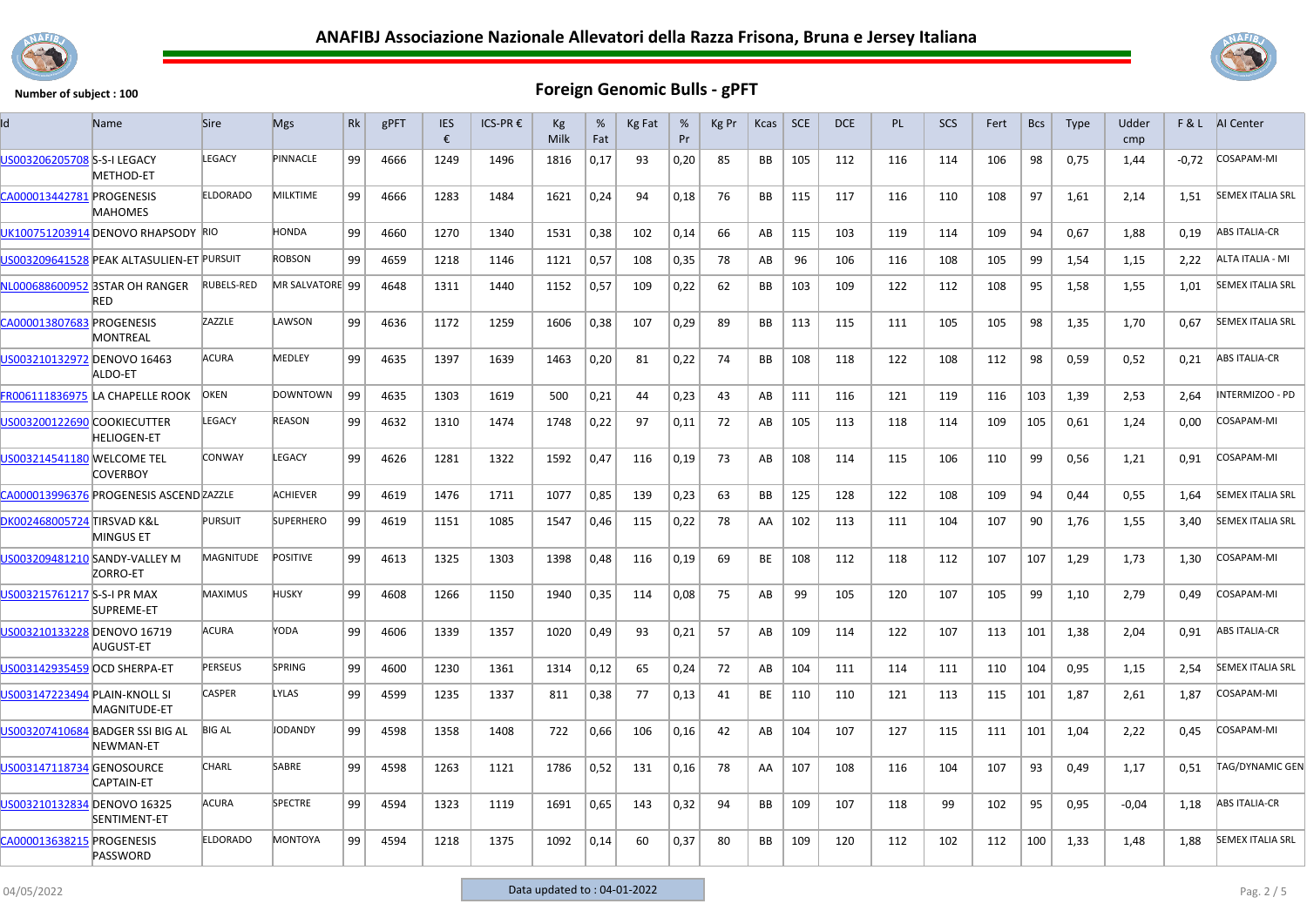# ANAFIBJ Associazione Nazionale Allevatori della Razza Frisona, Bruna e Jersey Italiana

**Number of subject : 100**

## Foreign Genomic Bulls - gPFT

| Id | Name | Sire | Mgs | Rk | gPFT | IES € | ICS-PR € | Kg Milk | % Fat | Kg Fat | % Pr | Kg Pr | Kcas | SCE | DCE | PL | SCS | Fert | Bcs | Type | Udder cmp | F & L | AI Center |
|---|---|---|---|---|---|---|---|---|---|---|---|---|---|---|---|---|---|---|---|---|---|---|---|
| US003206205708 | S-S-I LEGACY METHOD-ET | LEGACY | PINNACLE | 99 | 4666 | 1249 | 1496 | 1816 | 0,17 | 93 | 0,20 | 85 | BB | 105 | 112 | 116 | 114 | 106 | 98 | 0,75 | 1,44 | -0,72 | COSAPAM-MI |
| CA000013442781 | PROGENESIS MAHOMES | ELDORADO | MILKTIME | 99 | 4666 | 1283 | 1484 | 1621 | 0,24 | 94 | 0,18 | 76 | BB | 115 | 117 | 116 | 110 | 108 | 97 | 1,61 | 2,14 | 1,51 | SEMEX ITALIA SRL |
| UK100751203914 | DENOVO RHAPSODY | RIO | HONDA | 99 | 4660 | 1270 | 1340 | 1531 | 0,38 | 102 | 0,14 | 66 | AB | 115 | 103 | 119 | 114 | 109 | 94 | 0,67 | 1,88 | 0,19 | ABS ITALIA-CR |
| US003209641528 | PEAK ALTASULIEN-ET | PURSUIT | ROBSON | 99 | 4659 | 1218 | 1146 | 1121 | 0,57 | 108 | 0,35 | 78 | AB | 96 | 106 | 116 | 108 | 105 | 99 | 1,54 | 1,15 | 2,22 | ALTA ITALIA - MI |
| NL000688600952 | 3STAR OH RANGER RED | RUBELS-RED | MR SALVATORE | 99 | 4648 | 1311 | 1440 | 1152 | 0,57 | 109 | 0,22 | 62 | BB | 103 | 109 | 122 | 112 | 108 | 95 | 1,58 | 1,55 | 1,01 | SEMEX ITALIA SRL |
| CA000013807683 | PROGENESIS MONTREAL | ZAZZLE | LAWSON | 99 | 4636 | 1172 | 1259 | 1606 | 0,38 | 107 | 0,29 | 89 | BB | 113 | 115 | 111 | 105 | 105 | 98 | 1,35 | 1,70 | 0,67 | SEMEX ITALIA SRL |
| US003210132972 | DENOVO 16463 ALDO-ET | ACURA | MEDLEY | 99 | 4635 | 1397 | 1639 | 1463 | 0,20 | 81 | 0,22 | 74 | BB | 108 | 118 | 122 | 108 | 112 | 98 | 0,59 | 0,52 | 0,21 | ABS ITALIA-CR |
| FR006111836975 | LA CHAPELLE ROOK | OKEN | DOWNTOWN | 99 | 4635 | 1303 | 1619 | 500 | 0,21 | 44 | 0,23 | 43 | AB | 111 | 116 | 121 | 119 | 116 | 103 | 1,39 | 2,53 | 2,64 | INTERMIZOO - PD |
| US003200122690 | COOKIECUTTER HELIOGEN-ET | LEGACY | REASON | 99 | 4632 | 1310 | 1474 | 1748 | 0,22 | 97 | 0,11 | 72 | AB | 105 | 113 | 118 | 114 | 109 | 105 | 0,61 | 1,24 | 0,00 | COSAPAM-MI |
| US003214541180 | WELCOME TEL COVERBOY | CONWAY | LEGACY | 99 | 4626 | 1281 | 1322 | 1592 | 0,47 | 116 | 0,19 | 73 | AB | 108 | 114 | 115 | 106 | 110 | 99 | 0,56 | 1,21 | 0,91 | COSAPAM-MI |
| CA000013996376 | PROGENESIS ASCEND | ZAZZLE | ACHIEVER | 99 | 4619 | 1476 | 1711 | 1077 | 0,85 | 139 | 0,23 | 63 | BB | 125 | 128 | 122 | 108 | 109 | 94 | 0,44 | 0,55 | 1,64 | SEMEX ITALIA SRL |
| DK002468005724 | TIRSVAD K&L MINGUS ET | PURSUIT | SUPERHERO | 99 | 4619 | 1151 | 1085 | 1547 | 0,46 | 115 | 0,22 | 78 | AA | 102 | 113 | 111 | 104 | 107 | 90 | 1,76 | 1,55 | 3,40 | SEMEX ITALIA SRL |
| US003209481210 | SANDY-VALLEY M ZORRO-ET | MAGNITUDE | POSITIVE | 99 | 4613 | 1325 | 1303 | 1398 | 0,48 | 116 | 0,19 | 69 | BE | 108 | 112 | 118 | 112 | 107 | 107 | 1,29 | 1,73 | 1,30 | COSAPAM-MI |
| US003215761217 | S-S-I PR MAX SUPREME-ET | MAXIMUS | HUSKY | 99 | 4608 | 1266 | 1150 | 1940 | 0,35 | 114 | 0,08 | 75 | AB | 99 | 105 | 120 | 107 | 105 | 99 | 1,10 | 2,79 | 0,49 | COSAPAM-MI |
| US003210133228 | DENOVO 16719 AUGUST-ET | ACURA | YODA | 99 | 4606 | 1339 | 1357 | 1020 | 0,49 | 93 | 0,21 | 57 | AB | 109 | 114 | 122 | 107 | 113 | 101 | 1,38 | 2,04 | 0,91 | ABS ITALIA-CR |
| US003142935459 | OCD SHERPA-ET | PERSEUS | SPRING | 99 | 4600 | 1230 | 1361 | 1314 | 0,12 | 65 | 0,24 | 72 | AB | 104 | 111 | 114 | 111 | 110 | 104 | 0,95 | 1,15 | 2,54 | SEMEX ITALIA SRL |
| US003147223494 | PLAIN-KNOLL SI MAGNITUDE-ET | CASPER | LYLAS | 99 | 4599 | 1235 | 1337 | 811 | 0,38 | 77 | 0,13 | 41 | BE | 110 | 110 | 121 | 113 | 115 | 101 | 1,87 | 2,61 | 1,87 | COSAPAM-MI |
| US003207410684 | BADGER SSI BIG AL NEWMAN-ET | BIG AL | JODANDY | 99 | 4598 | 1358 | 1408 | 722 | 0,66 | 106 | 0,16 | 42 | AB | 104 | 107 | 127 | 115 | 111 | 101 | 1,04 | 2,22 | 0,45 | COSAPAM-MI |
| US003147118734 | GENOSOURCE CAPTAIN-ET | CHARL | SABRE | 99 | 4598 | 1263 | 1121 | 1786 | 0,52 | 131 | 0,16 | 78 | AA | 107 | 108 | 116 | 104 | 107 | 93 | 0,49 | 1,17 | 0,51 | TAG/DYNAMIC GEN |
| US003210132834 | DENOVO 16325 SENTIMENT-ET | ACURA | SPECTRE | 99 | 4594 | 1323 | 1119 | 1691 | 0,65 | 143 | 0,32 | 94 | BB | 109 | 107 | 118 | 99 | 102 | 95 | 0,95 | -0,04 | 1,18 | ABS ITALIA-CR |
| CA000013638215 | PROGENESIS PASSWORD | ELDORADO | MONTOYA | 99 | 4594 | 1218 | 1375 | 1092 | 0,14 | 60 | 0,37 | 80 | BB | 109 | 120 | 112 | 102 | 112 | 100 | 1,33 | 1,48 | 1,88 | SEMEX ITALIA SRL |

04/05/2022 — Data updated to : 04-01-2022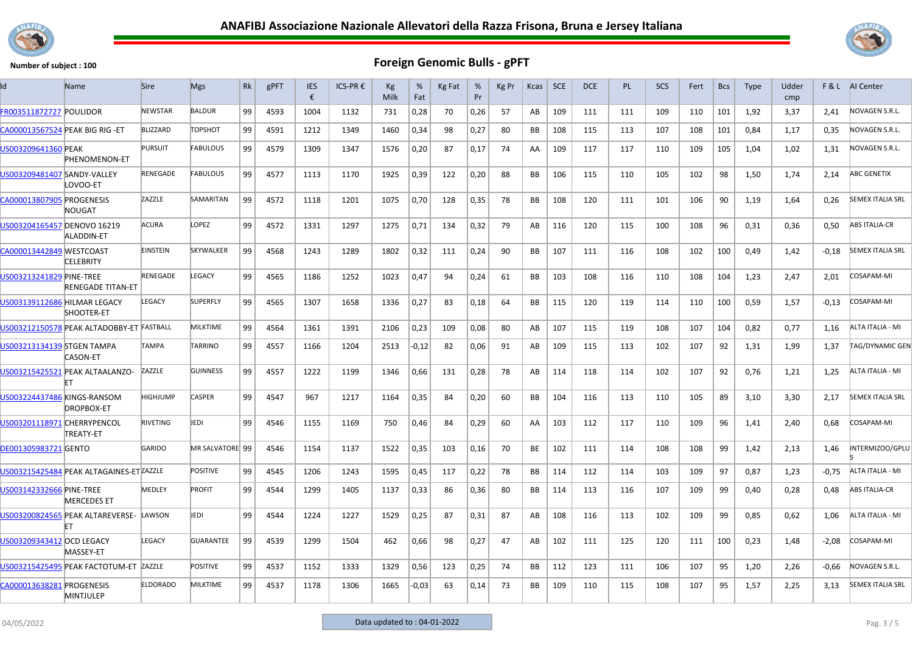# ANAFIBJ Associazione Nazionale Allevatori della Razza Frisona, Bruna e Jersey Italiana

**Number of subject : 100**

## Foreign Genomic Bulls - gPFT

| Id | Name | Sire | Mgs | Rk | gPFT | IES € | ICS-PR € | Kg Milk | % Fat | Kg Fat | % Pr | Kg Pr | Kcas | SCE | DCE | PL | SCS | Fert | Bcs | Type | Udder cmp | F & L | AI Center |
|---|---|---|---|---|---|---|---|---|---|---|---|---|---|---|---|---|---|---|---|---|---|---|---|
| FR003511872727 | POULIDOR | NEWSTAR | BALDUR | 99 | 4593 | 1004 | 1132 | 731 | 0,28 | 70 | 0,26 | 57 | AB | 109 | 111 | 111 | 109 | 110 | 101 | 1,92 | 3,37 | 2,41 | NOVAGEN S.R.L. |
| CA000013567524 | PEAK BIG RIG -ET | BLIZZARD | TOPSHOT | 99 | 4591 | 1212 | 1349 | 1460 | 0,34 | 98 | 0,27 | 80 | BB | 108 | 115 | 113 | 107 | 108 | 101 | 0,84 | 1,17 | 0,35 | NOVAGEN S.R.L. |
| US003209641360 | PEAK PHENOMENON-ET | PURSUIT | FABULOUS | 99 | 4579 | 1309 | 1347 | 1576 | 0,20 | 87 | 0,17 | 74 | AA | 109 | 117 | 117 | 110 | 109 | 105 | 1,04 | 1,02 | 1,31 | NOVAGEN S.R.L. |
| US003209481407 | SANDY-VALLEY LOVOO-ET | RENEGADE | FABULOUS | 99 | 4577 | 1113 | 1170 | 1925 | 0,39 | 122 | 0,20 | 88 | BB | 106 | 115 | 110 | 105 | 102 | 98 | 1,50 | 1,74 | 2,14 | ABC GENETIX |
| CA000013807905 | PROGENESIS NOUGAT | ZAZZLE | SAMARITAN | 99 | 4572 | 1118 | 1201 | 1075 | 0,70 | 128 | 0,35 | 78 | BB | 108 | 120 | 111 | 101 | 106 | 90 | 1,19 | 1,64 | 0,26 | SEMEX ITALIA SRL |
| US003204165457 | DENOVO 16219 ALADDIN-ET | ACURA | LOPEZ | 99 | 4572 | 1331 | 1297 | 1275 | 0,71 | 134 | 0,32 | 79 | AB | 116 | 120 | 115 | 100 | 108 | 96 | 0,31 | 0,36 | 0,50 | ABS ITALIA-CR |
| CA000013442849 | WESTCOAST CELEBRITY | EINSTEIN | SKYWALKER | 99 | 4568 | 1243 | 1289 | 1802 | 0,32 | 111 | 0,24 | 90 | BB | 107 | 111 | 116 | 108 | 102 | 100 | 0,49 | 1,42 | -0,18 | SEMEX ITALIA SRL |
| US003213241829 | PINE-TREE RENEGADE TITAN-ET | RENEGADE | LEGACY | 99 | 4565 | 1186 | 1252 | 1023 | 0,47 | 94 | 0,24 | 61 | BB | 103 | 108 | 116 | 110 | 108 | 104 | 1,23 | 2,47 | 2,01 | COSAPAM-MI |
| US003139112686 | HILMAR LEGACY SHOOTER-ET | LEGACY | SUPERFLY | 99 | 4565 | 1307 | 1658 | 1336 | 0,27 | 83 | 0,18 | 64 | BB | 115 | 120 | 119 | 114 | 110 | 100 | 0,59 | 1,57 | -0,13 | COSAPAM-MI |
| US003212150578 | PEAK ALTADOBBY-ET | FASTBALL | MILKTIME | 99 | 4564 | 1361 | 1391 | 2106 | 0,23 | 109 | 0,08 | 80 | AB | 107 | 115 | 119 | 108 | 107 | 104 | 0,82 | 0,77 | 1,16 | ALTA ITALIA - MI |
| US003213134139 | STGEN TAMPA CASON-ET | TAMPA | TARRINO | 99 | 4557 | 1166 | 1204 | 2513 | -0,12 | 82 | 0,06 | 91 | AB | 109 | 115 | 113 | 102 | 107 | 92 | 1,31 | 1,99 | 1,37 | TAG/DYNAMIC GEN |
| US003215425521 | PEAK ALTAALANZO-ET | ZAZZLE | GUINNESS | 99 | 4557 | 1222 | 1199 | 1346 | 0,66 | 131 | 0,28 | 78 | AB | 114 | 118 | 114 | 102 | 107 | 92 | 0,76 | 1,21 | 1,25 | ALTA ITALIA - MI |
| US003224437486 | KINGS-RANSOM DROPBOX-ET | HIGHJUMP | CASPER | 99 | 4547 | 967 | 1217 | 1164 | 0,35 | 84 | 0,20 | 60 | BB | 104 | 116 | 113 | 110 | 105 | 89 | 3,10 | 3,30 | 2,17 | SEMEX ITALIA SRL |
| US003201118971 | CHERRYPENCOL TREATY-ET | RIVETING | JEDI | 99 | 4546 | 1155 | 1169 | 750 | 0,46 | 84 | 0,29 | 60 | AA | 103 | 112 | 117 | 110 | 109 | 96 | 1,41 | 2,40 | 0,68 | COSAPAM-MI |
| DE001305983721 | GENTO | GARIDO | MR SALVATORE | 99 | 4546 | 1154 | 1137 | 1522 | 0,35 | 103 | 0,16 | 70 | BE | 102 | 111 | 114 | 108 | 108 | 99 | 1,42 | 2,13 | 1,46 | INTERMIZOO/GPLUS |
| US003215425484 | PEAK ALTAGAINES-ET | ZAZZLE | POSITIVE | 99 | 4545 | 1206 | 1243 | 1595 | 0,45 | 117 | 0,22 | 78 | BB | 114 | 112 | 114 | 103 | 109 | 97 | 0,87 | 1,23 | -0,75 | ALTA ITALIA - MI |
| US003142332666 | PINE-TREE MERCEDES ET | MEDLEY | PROFIT | 99 | 4544 | 1299 | 1405 | 1137 | 0,33 | 86 | 0,36 | 80 | BB | 114 | 113 | 116 | 107 | 109 | 99 | 0,40 | 0,28 | 0,48 | ABS ITALIA-CR |
| US003200824565 | PEAK ALTAREVERSE-ET | LAWSON | JEDI | 99 | 4544 | 1224 | 1227 | 1529 | 0,25 | 87 | 0,31 | 87 | AB | 108 | 116 | 113 | 102 | 109 | 99 | 0,85 | 0,62 | 1,06 | ALTA ITALIA - MI |
| US003209343412 | OCD LEGACY MASSEY-ET | LEGACY | GUARANTEE | 99 | 4539 | 1299 | 1504 | 462 | 0,66 | 98 | 0,27 | 47 | AB | 102 | 111 | 125 | 120 | 111 | 100 | 0,23 | 1,48 | -2,08 | COSAPAM-MI |
| US003215425495 | PEAK FACTOTUM-ET | ZAZZLE | POSITIVE | 99 | 4537 | 1152 | 1333 | 1329 | 0,56 | 123 | 0,25 | 74 | BB | 112 | 123 | 111 | 106 | 107 | 95 | 1,20 | 2,26 | -0,66 | NOVAGEN S.R.L. |
| CA000013638281 | PROGENESIS MINTJULEP | ELDORADO | MILKTIME | 99 | 4537 | 1178 | 1306 | 1665 | -0,03 | 63 | 0,14 | 73 | BB | 109 | 110 | 115 | 108 | 107 | 95 | 1,57 | 2,25 | 3,13 | SEMEX ITALIA SRL |

04/05/2022

Data updated to : 04-01-2022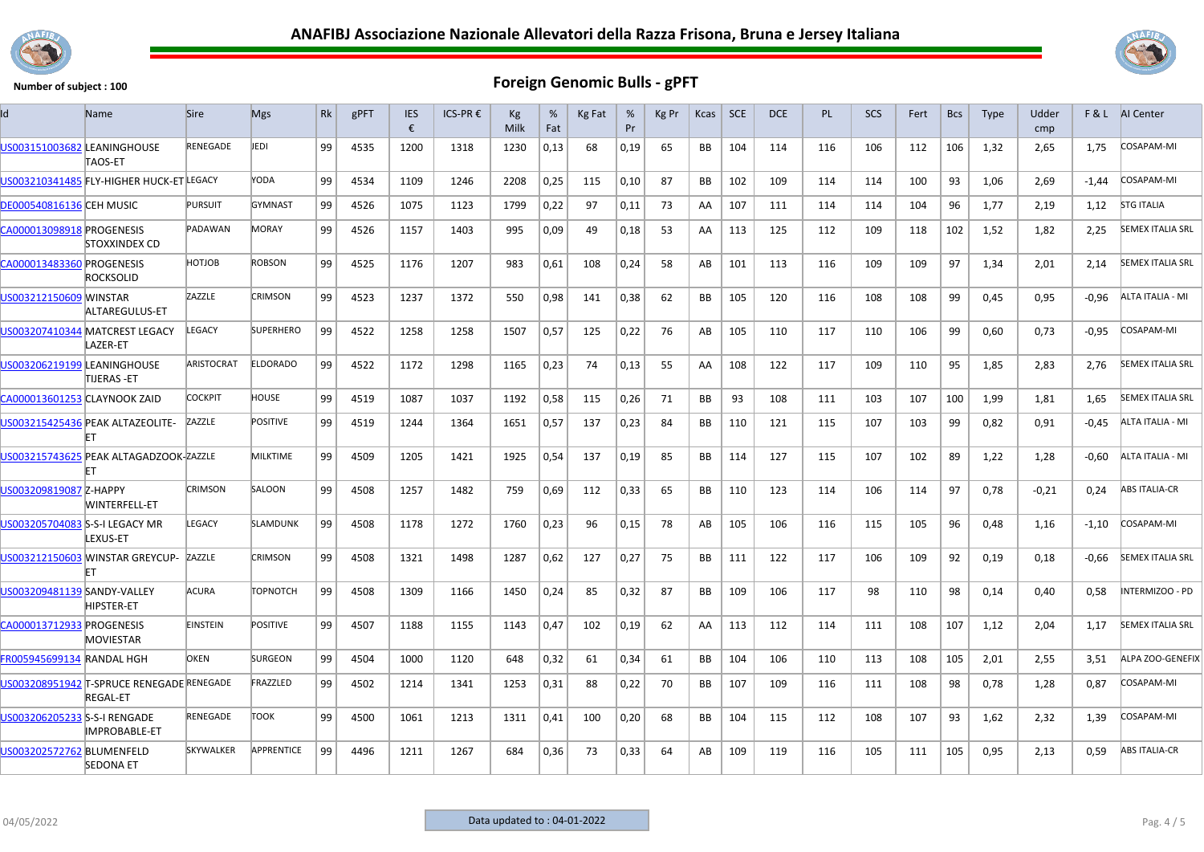**ANAFIBJ Associazione Nazionale Allevatori della Razza Frisona, Bruna e Jersey Italiana**

**Number of subject : 100**

## Foreign Genomic Bulls - gPFT

| Id | Name | Sire | Mgs | Rk | gPFT | IES € | ICS-PR € | Kg Milk | % Fat | Kg Fat | % Pr | Kg Pr | Kcas | SCE | DCE | PL | SCS | Fert | Bcs | Type | Udder cmp | F & L | AI Center |
|---|---|---|---|---|---|---|---|---|---|---|---|---|---|---|---|---|---|---|---|---|---|---|---|
| US003151003682 | LEANINGHOUSE TAOS-ET | RENEGADE | JEDI | 99 | 4535 | 1200 | 1318 | 1230 | 0,13 | 68 | 0,19 | 65 | BB | 104 | 114 | 116 | 106 | 112 | 106 | 1,32 | 2,65 | 1,75 | COSAPAM-MI |
| US003210341485 | FLY-HIGHER HUCK-ET | LEGACY | YODA | 99 | 4534 | 1109 | 1246 | 2208 | 0,25 | 115 | 0,10 | 87 | BB | 102 | 109 | 114 | 114 | 100 | 93 | 1,06 | 2,69 | -1,44 | COSAPAM-MI |
| DE000540816136 | CEH MUSIC | PURSUIT | GYMNAST | 99 | 4526 | 1075 | 1123 | 1799 | 0,22 | 97 | 0,11 | 73 | AA | 107 | 111 | 114 | 114 | 104 | 96 | 1,77 | 2,19 | 1,12 | STG ITALIA |
| CA000013098918 | PROGENESIS STOXXINDEX CD | PADAWAN | MORAY | 99 | 4526 | 1157 | 1403 | 995 | 0,09 | 49 | 0,18 | 53 | AA | 113 | 125 | 112 | 109 | 118 | 102 | 1,52 | 1,82 | 2,25 | SEMEX ITALIA SRL |
| CA000013483360 | PROGENESIS ROCKSOLID | HOTJOB | ROBSON | 99 | 4525 | 1176 | 1207 | 983 | 0,61 | 108 | 0,24 | 58 | AB | 101 | 113 | 116 | 109 | 109 | 97 | 1,34 | 2,01 | 2,14 | SEMEX ITALIA SRL |
| US003212150609 | WINSTAR ALTAREGULUS-ET | ZAZZLE | CRIMSON | 99 | 4523 | 1237 | 1372 | 550 | 0,98 | 141 | 0,38 | 62 | BB | 105 | 120 | 116 | 108 | 108 | 99 | 0,45 | 0,95 | -0,96 | ALTA ITALIA - MI |
| US003207410344 | MATCREST LEGACY LAZER-ET | LEGACY | SUPERHERO | 99 | 4522 | 1258 | 1258 | 1507 | 0,57 | 125 | 0,22 | 76 | AB | 105 | 110 | 117 | 110 | 106 | 99 | 0,60 | 0,73 | -0,95 | COSAPAM-MI |
| US003206219199 | LEANINGHOUSE TIJERAS -ET | ARISTOCRAT | ELDORADO | 99 | 4522 | 1172 | 1298 | 1165 | 0,23 | 74 | 0,13 | 55 | AA | 108 | 122 | 117 | 109 | 110 | 95 | 1,85 | 2,83 | 2,76 | SEMEX ITALIA SRL |
| CA000013601253 | CLAYNOOK ZAID | COCKPIT | HOUSE | 99 | 4519 | 1087 | 1037 | 1192 | 0,58 | 115 | 0,26 | 71 | BB | 93 | 108 | 111 | 103 | 107 | 100 | 1,99 | 1,81 | 1,65 | SEMEX ITALIA SRL |
| US003215425436 | PEAK ALTAZEOLITE-ET | ZAZZLE | POSITIVE | 99 | 4519 | 1244 | 1364 | 1651 | 0,57 | 137 | 0,23 | 84 | BB | 110 | 121 | 115 | 107 | 103 | 99 | 0,82 | 0,91 | -0,45 | ALTA ITALIA - MI |
| US003215743625 | PEAK ALTAGADZOOK-ET | ZAZZLE | MILKTIME | 99 | 4509 | 1205 | 1421 | 1925 | 0,54 | 137 | 0,19 | 85 | BB | 114 | 127 | 115 | 107 | 102 | 89 | 1,22 | 1,28 | -0,60 | ALTA ITALIA - MI |
| US003209819087 | Z-HAPPY WINTERFELL-ET | CRIMSON | SALOON | 99 | 4508 | 1257 | 1482 | 759 | 0,69 | 112 | 0,33 | 65 | BB | 110 | 123 | 114 | 106 | 114 | 97 | 0,78 | -0,21 | 0,24 | ABS ITALIA-CR |
| US003205704083 | S-S-I LEGACY MR LEXUS-ET | LEGACY | SLAMDUNK | 99 | 4508 | 1178 | 1272 | 1760 | 0,23 | 96 | 0,15 | 78 | AB | 105 | 106 | 116 | 115 | 105 | 96 | 0,48 | 1,16 | -1,10 | COSAPAM-MI |
| US003212150603 | WINSTAR GREYCUP-ET | ZAZZLE | CRIMSON | 99 | 4508 | 1321 | 1498 | 1287 | 0,62 | 127 | 0,27 | 75 | BB | 111 | 122 | 117 | 106 | 109 | 92 | 0,19 | 0,18 | -0,66 | SEMEX ITALIA SRL |
| US003209481139 | SANDY-VALLEY HIPSTER-ET | ACURA | TOPNOTCH | 99 | 4508 | 1309 | 1166 | 1450 | 0,24 | 85 | 0,32 | 87 | BB | 109 | 106 | 117 | 98 | 110 | 98 | 0,14 | 0,40 | 0,58 | INTERMIZOO - PD |
| CA000013712933 | PROGENESIS MOVIESTAR | EINSTEIN | POSITIVE | 99 | 4507 | 1188 | 1155 | 1143 | 0,47 | 102 | 0,19 | 62 | AA | 113 | 112 | 114 | 111 | 108 | 107 | 1,12 | 2,04 | 1,17 | SEMEX ITALIA SRL |
| FR005945699134 | RANDAL HGH | OKEN | SURGEON | 99 | 4504 | 1000 | 1120 | 648 | 0,32 | 61 | 0,34 | 61 | BB | 104 | 106 | 110 | 113 | 108 | 105 | 2,01 | 2,55 | 3,51 | ALPA ZOO-GENEFIX |
| US003208951942 | T-SPRUCE RENEGADE REGAL-ET | RENEGADE | FRAZZLED | 99 | 4502 | 1214 | 1341 | 1253 | 0,31 | 88 | 0,22 | 70 | BB | 107 | 109 | 116 | 111 | 108 | 98 | 0,78 | 1,28 | 0,87 | COSAPAM-MI |
| US003206205233 | S-S-I RENGADE IMPROBABLE-ET | RENEGADE | TOOK | 99 | 4500 | 1061 | 1213 | 1311 | 0,41 | 100 | 0,20 | 68 | BB | 104 | 115 | 112 | 108 | 107 | 93 | 1,62 | 2,32 | 1,39 | COSAPAM-MI |
| US003202572762 | BLUMENFELD SEDONA ET | SKYWALKER | APPRENTICE | 99 | 4496 | 1211 | 1267 | 684 | 0,36 | 73 | 0,33 | 64 | AB | 109 | 119 | 116 | 105 | 111 | 105 | 0,95 | 2,13 | 0,59 | ABS ITALIA-CR |

04/05/2022 — Data updated to : 04-01-2022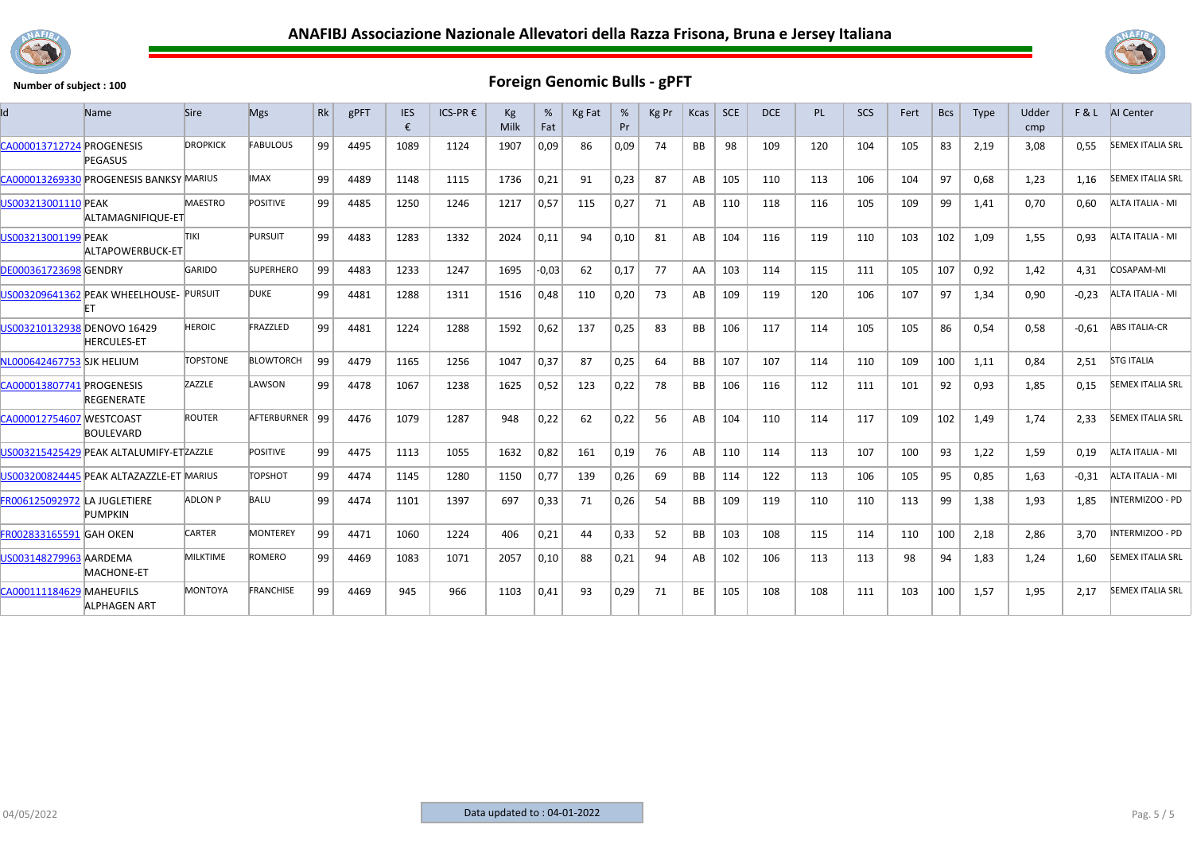# ANAFIBJ Associazione Nazionale Allevatori della Razza Frisona, Bruna e Jersey Italiana

**Number of subject : 100**

## Foreign Genomic Bulls - gPFT

| Id | Name | Sire | Mgs | Rk | gPFT | IES € | ICS-PR € | Kg Milk | % Fat | Kg Fat | % Pr | Kg Pr | Kcas | SCE | DCE | PL | SCS | Fert | Bcs | Type | Udder cmp | F & L | AI Center |
|---|---|---|---|---|---|---|---|---|---|---|---|---|---|---|---|---|---|---|---|---|---|---|---|
| CA000013712724 | PROGENESIS PEGASUS | DROPKICK | FABULOUS | 99 | 4495 | 1089 | 1124 | 1907 | 0,09 | 86 | 0,09 | 74 | BB | 98 | 109 | 120 | 104 | 105 | 83 | 2,19 | 3,08 | 0,55 | SEMEX ITALIA SRL |
| CA000013269330 | PROGENESIS BANKSY | MARIUS | IMAX | 99 | 4489 | 1148 | 1115 | 1736 | 0,21 | 91 | 0,23 | 87 | AB | 105 | 110 | 113 | 106 | 104 | 97 | 0,68 | 1,23 | 1,16 | SEMEX ITALIA SRL |
| US003213001110 | PEAK ALTAMAGNIFIQUE-ET | MAESTRO | POSITIVE | 99 | 4485 | 1250 | 1246 | 1217 | 0,57 | 115 | 0,27 | 71 | AB | 110 | 118 | 116 | 105 | 109 | 99 | 1,41 | 0,70 | 0,60 | ALTA ITALIA - MI |
| US003213001199 | PEAK ALTAPOWERBUCK-ET | TIKI | PURSUIT | 99 | 4483 | 1283 | 1332 | 2024 | 0,11 | 94 | 0,10 | 81 | AB | 104 | 116 | 119 | 110 | 103 | 102 | 1,09 | 1,55 | 0,93 | ALTA ITALIA - MI |
| DE000361723698 | GENDRY | GARIDO | SUPERHERO | 99 | 4483 | 1233 | 1247 | 1695 | -0,03 | 62 | 0,17 | 77 | AA | 103 | 114 | 115 | 111 | 105 | 107 | 0,92 | 1,42 | 4,31 | COSAPAM-MI |
| US003209641362 | PEAK WHEELHOUSE-ET | PURSUIT | DUKE | 99 | 4481 | 1288 | 1311 | 1516 | 0,48 | 110 | 0,20 | 73 | AB | 109 | 119 | 120 | 106 | 107 | 97 | 1,34 | 0,90 | -0,23 | ALTA ITALIA - MI |
| US003210132938 | DENOVO 16429 HERCULES-ET | HEROIC | FRAZZLED | 99 | 4481 | 1224 | 1288 | 1592 | 0,62 | 137 | 0,25 | 83 | BB | 106 | 117 | 114 | 105 | 105 | 86 | 0,54 | 0,58 | -0,61 | ABS ITALIA-CR |
| NL000642467753 | SJK HELIUM | TOPSTONE | BLOWTORCH | 99 | 4479 | 1165 | 1256 | 1047 | 0,37 | 87 | 0,25 | 64 | BB | 107 | 107 | 114 | 110 | 109 | 100 | 1,11 | 0,84 | 2,51 | STG ITALIA |
| CA000013807741 | PROGENESIS REGENERATE | ZAZZLE | LAWSON | 99 | 4478 | 1067 | 1238 | 1625 | 0,52 | 123 | 0,22 | 78 | BB | 106 | 116 | 112 | 111 | 101 | 92 | 0,93 | 1,85 | 0,15 | SEMEX ITALIA SRL |
| CA000012754607 | WESTCOAST BOULEVARD | ROUTER | AFTERBURNER | 99 | 4476 | 1079 | 1287 | 948 | 0,22 | 62 | 0,22 | 56 | AB | 104 | 110 | 114 | 117 | 109 | 102 | 1,49 | 1,74 | 2,33 | SEMEX ITALIA SRL |
| US003215425429 | PEAK ALTALUMIFY-ET | ZAZZLE | POSITIVE | 99 | 4475 | 1113 | 1055 | 1632 | 0,82 | 161 | 0,19 | 76 | AB | 110 | 114 | 113 | 107 | 100 | 93 | 1,22 | 1,59 | 0,19 | ALTA ITALIA - MI |
| US003200824445 | PEAK ALTAZAZZLE-ET | MARIUS | TOPSHOT | 99 | 4474 | 1145 | 1280 | 1150 | 0,77 | 139 | 0,26 | 69 | BB | 114 | 122 | 113 | 106 | 105 | 95 | 0,85 | 1,63 | -0,31 | ALTA ITALIA - MI |
| FR006125092972 | LA JUGLETIERE PUMPKIN | ADLON P | BALU | 99 | 4474 | 1101 | 1397 | 697 | 0,33 | 71 | 0,26 | 54 | BB | 109 | 119 | 110 | 110 | 113 | 99 | 1,38 | 1,93 | 1,85 | INTERMIZOO - PD |
| FR002833165591 | GAH OKEN | CARTER | MONTEREY | 99 | 4471 | 1060 | 1224 | 406 | 0,21 | 44 | 0,33 | 52 | BB | 103 | 108 | 115 | 114 | 110 | 100 | 2,18 | 2,86 | 3,70 | INTERMIZOO - PD |
| US003148279963 | AARDEMA MACHONE-ET | MILKTIME | ROMERO | 99 | 4469 | 1083 | 1071 | 2057 | 0,10 | 88 | 0,21 | 94 | AB | 102 | 106 | 113 | 113 | 98 | 94 | 1,83 | 1,24 | 1,60 | SEMEX ITALIA SRL |
| CA000111184629 | MAHEUFILS ALPHAGEN ART | MONTOYA | FRANCHISE | 99 | 4469 | 945 | 966 | 1103 | 0,41 | 93 | 0,29 | 71 | BE | 105 | 108 | 108 | 111 | 103 | 100 | 1,57 | 1,95 | 2,17 | SEMEX ITALIA SRL |

04/05/2022

Data updated to : 04-01-2022